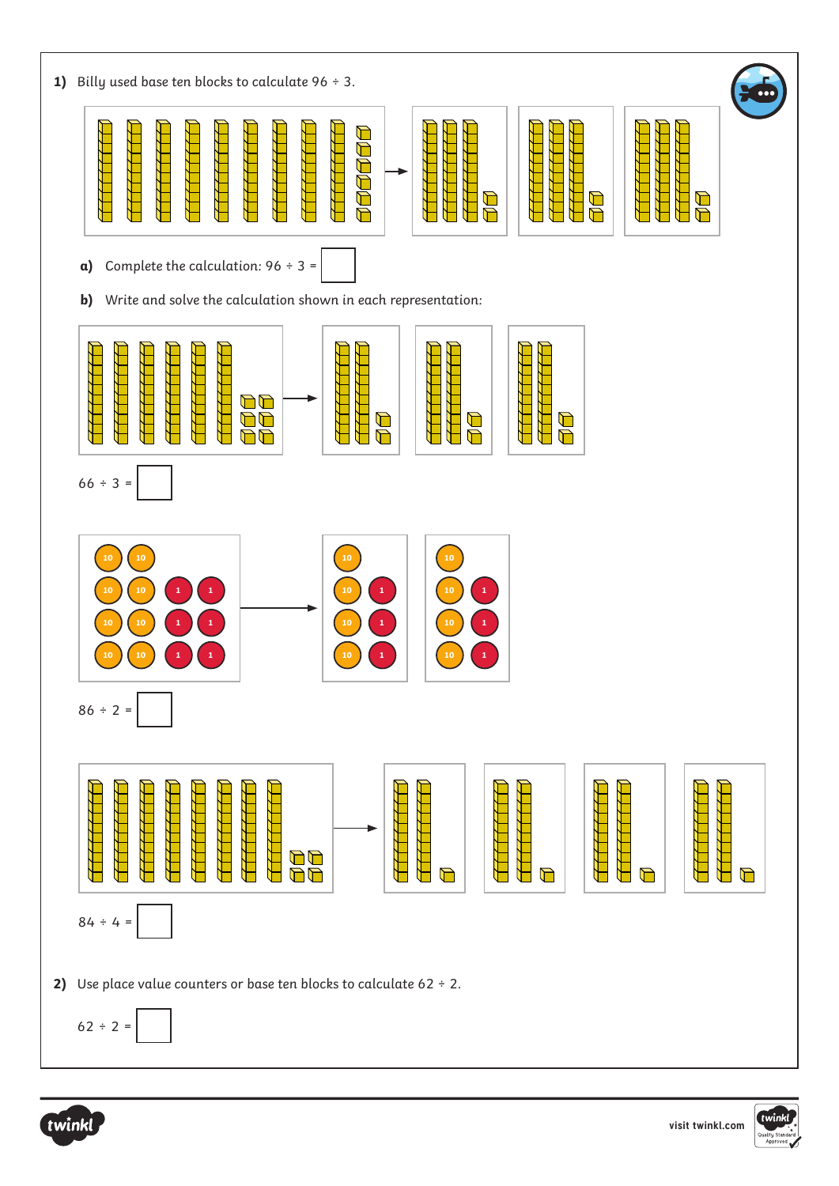**1)** Billy used base ten blocks to calculate 96 ÷ 3.

**a)** Complete the calculation: 96 ÷ 3 = ☐

**b)** Write and solve the calculation shown in each representation:

66 ÷ 3 = ☐

86 ÷ 2 = ☐

84 ÷ 4 = ☐

**2)** Use place value counters or base ten blocks to calculate 62 ÷ 2.

62 ÷ 2 = ☐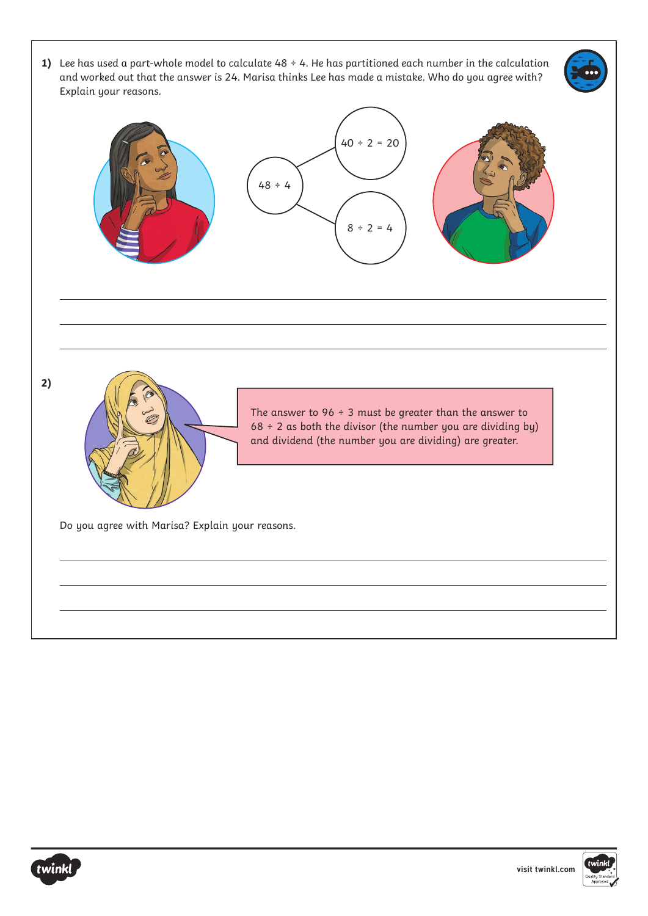**1)** Lee has used a part-whole model to calculate 48 ÷ 4. He has partitioned each number in the calculation and worked out that the answer is 24. Marisa thinks Lee has made a mistake. Who do you agree with? Explain your reasons.

48 ÷ 4

40 ÷ 2 = 20

8 ÷ 2 = 4

---

---

---

**2)**

The answer to 96 ÷ 3 must be greater than the answer to 68 ÷ 2 as both the divisor (the number you are dividing by) and dividend (the number you are dividing) are greater.

Do you agree with Marisa? Explain your reasons.

---

---

---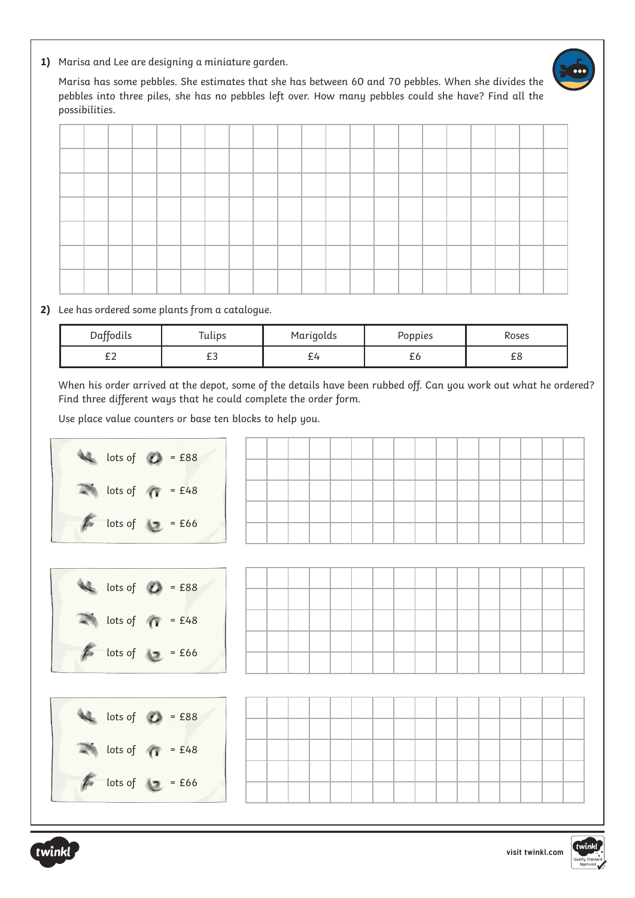**1)** Marisa and Lee are designing a miniature garden.

Marisa has some pebbles. She estimates that she has between 60 and 70 pebbles. When she divides the pebbles into three piles, she has no pebbles left over. How many pebbles could she have? Find all the possibilities.

**2)** Lee has ordered some plants from a catalogue.

| Daffodils | Tulips | Marigolds | Poppies | Roses |
|---|---|---|---|---|
| £2 | £3 | £4 | £6 | £8 |

When his order arrived at the depot, some of the details have been rubbed off. Can you work out what he ordered? Find three different ways that he could complete the order form.

Use place value counters or base ten blocks to help you.

lots of = £88

lots of = £48

lots of = £66

lots of = £88

lots of = £48

lots of = £66

lots of = £88

lots of = £48

lots of = £66